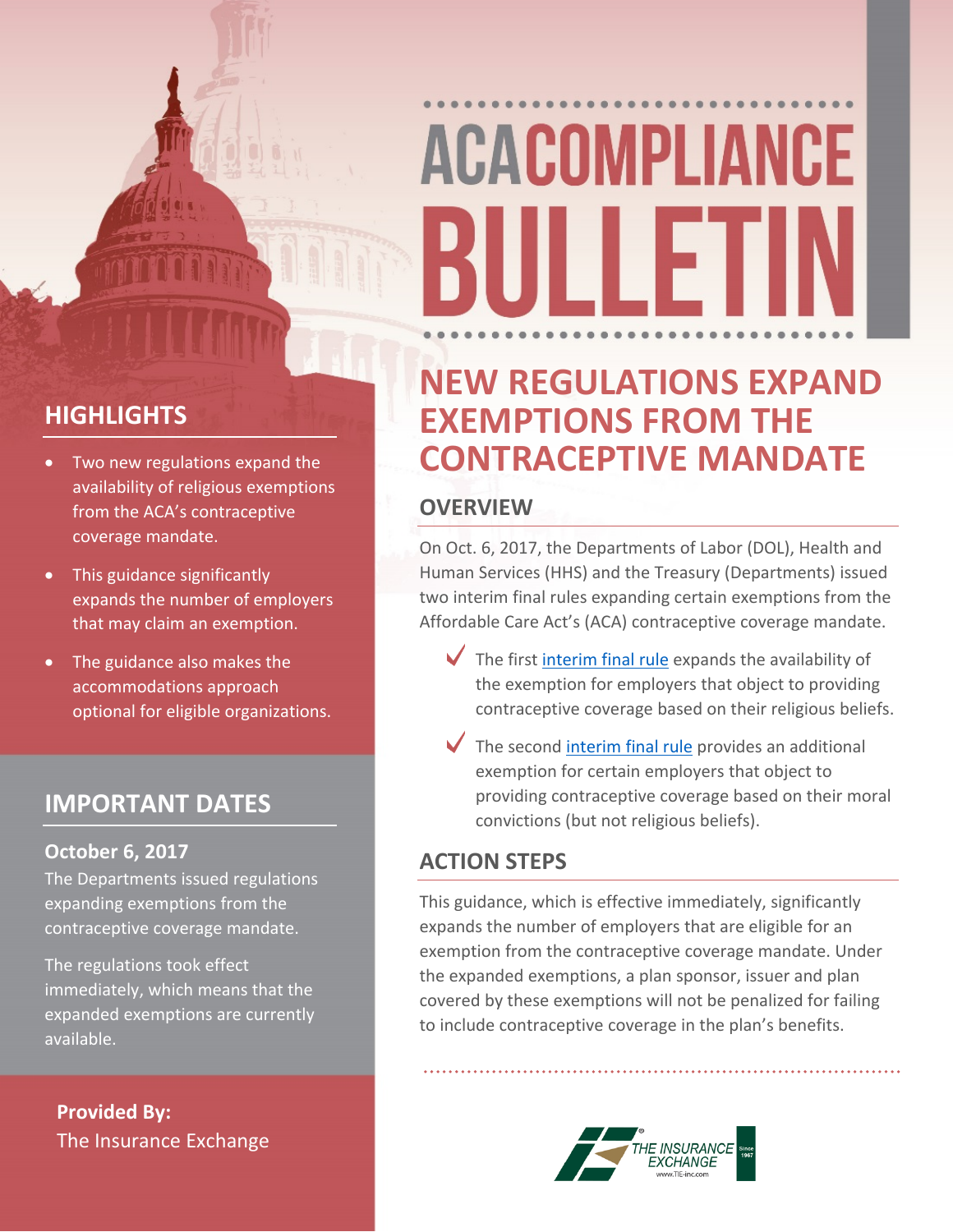# ACA COMPLIANCE BULLETIN

## NEW REGULATIONS EXPAND EXEMPTIONS FROM THE CONTRACEPTIVE MANDATE

### OVERVIEW

On Oct. 6, 2017, the Departments of Labor (DOL), Health and Human Services (HHS) and the Treasury (Departments) issued two interim final rules expanding certain exemptions from the Affordable Care Act's (ACA) contraceptive coverage mandate.

- ✓ The first interim final rule expands the availability of the exemption for employers that object to providing contraceptive coverage based on their religious beliefs.
- ✓ The second interim final rule provides an additional exemption for certain employers that object to providing contraceptive coverage based on their moral convictions (but not religious beliefs).

### ACTION STEPS

This guidance, which is effective immediately, significantly expands the number of employers that are eligible for an exemption from the contraceptive coverage mandate. Under the expanded exemptions, a plan sponsor, issuer and plan covered by these exemptions will not be penalized for failing to include contraceptive coverage in the plan's benefits.

### HIGHLIGHTS

- Two new regulations expand the availability of religious exemptions from the ACA's contraceptive coverage mandate.
- This guidance significantly expands the number of employers that may claim an exemption.
- The guidance also makes the accommodations approach optional for eligible organizations.

### IMPORTANT DATES

**October 6, 2017**

The Departments issued regulations expanding exemptions from the contraceptive coverage mandate.

The regulations took effect immediately, which means that the expanded exemptions are currently available.

**Provided By:**
The Insurance Exchange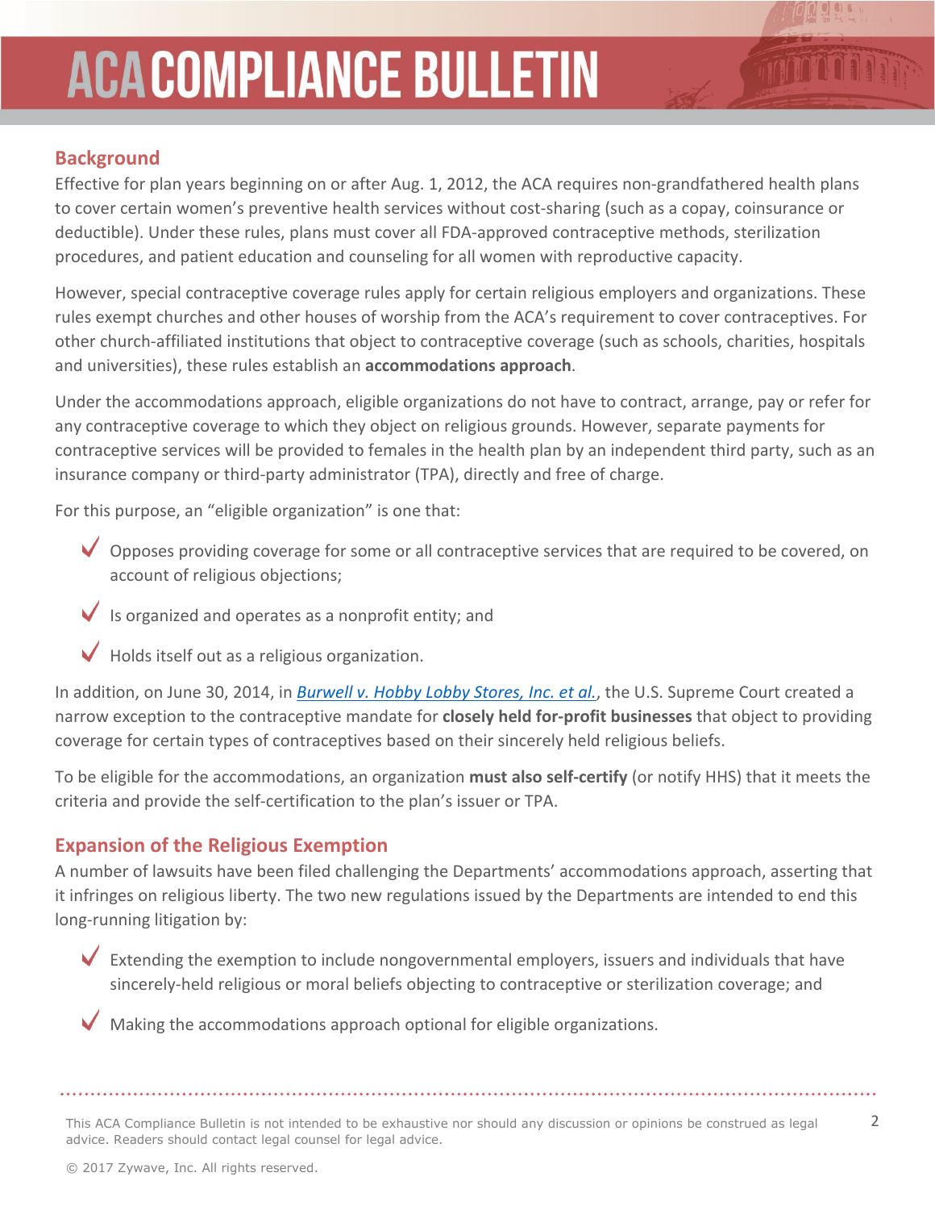## Background

Effective for plan years beginning on or after Aug. 1, 2012, the ACA requires non-grandfathered health plans to cover certain women's preventive health services without cost-sharing (such as a copay, coinsurance or deductible). Under these rules, plans must cover all FDA-approved contraceptive methods, sterilization procedures, and patient education and counseling for all women with reproductive capacity.

However, special contraceptive coverage rules apply for certain religious employers and organizations. These rules exempt churches and other houses of worship from the ACA's requirement to cover contraceptives. For other church-affiliated institutions that object to contraceptive coverage (such as schools, charities, hospitals and universities), these rules establish an **accommodations approach**.

Under the accommodations approach, eligible organizations do not have to contract, arrange, pay or refer for any contraceptive coverage to which they object on religious grounds. However, separate payments for contraceptive services will be provided to females in the health plan by an independent third party, such as an insurance company or third-party administrator (TPA), directly and free of charge.

For this purpose, an "eligible organization" is one that:

- Opposes providing coverage for some or all contraceptive services that are required to be covered, on account of religious objections;
- Is organized and operates as a nonprofit entity; and
- Holds itself out as a religious organization.

In addition, on June 30, 2014, in *Burwell v. Hobby Lobby Stores, Inc. et al.*, the U.S. Supreme Court created a narrow exception to the contraceptive mandate for **closely held for-profit businesses** that object to providing coverage for certain types of contraceptives based on their sincerely held religious beliefs.

To be eligible for the accommodations, an organization **must also self-certify** (or notify HHS) that it meets the criteria and provide the self-certification to the plan's issuer or TPA.

## Expansion of the Religious Exemption

A number of lawsuits have been filed challenging the Departments' accommodations approach, asserting that it infringes on religious liberty. The two new regulations issued by the Departments are intended to end this long-running litigation by:

- Extending the exemption to include nongovernmental employers, issuers and individuals that have sincerely-held religious or moral beliefs objecting to contraceptive or sterilization coverage; and
- Making the accommodations approach optional for eligible organizations.

This ACA Compliance Bulletin is not intended to be exhaustive nor should any discussion or opinions be construed as legal advice. Readers should contact legal counsel for legal advice.

© 2017 Zywave, Inc. All rights reserved.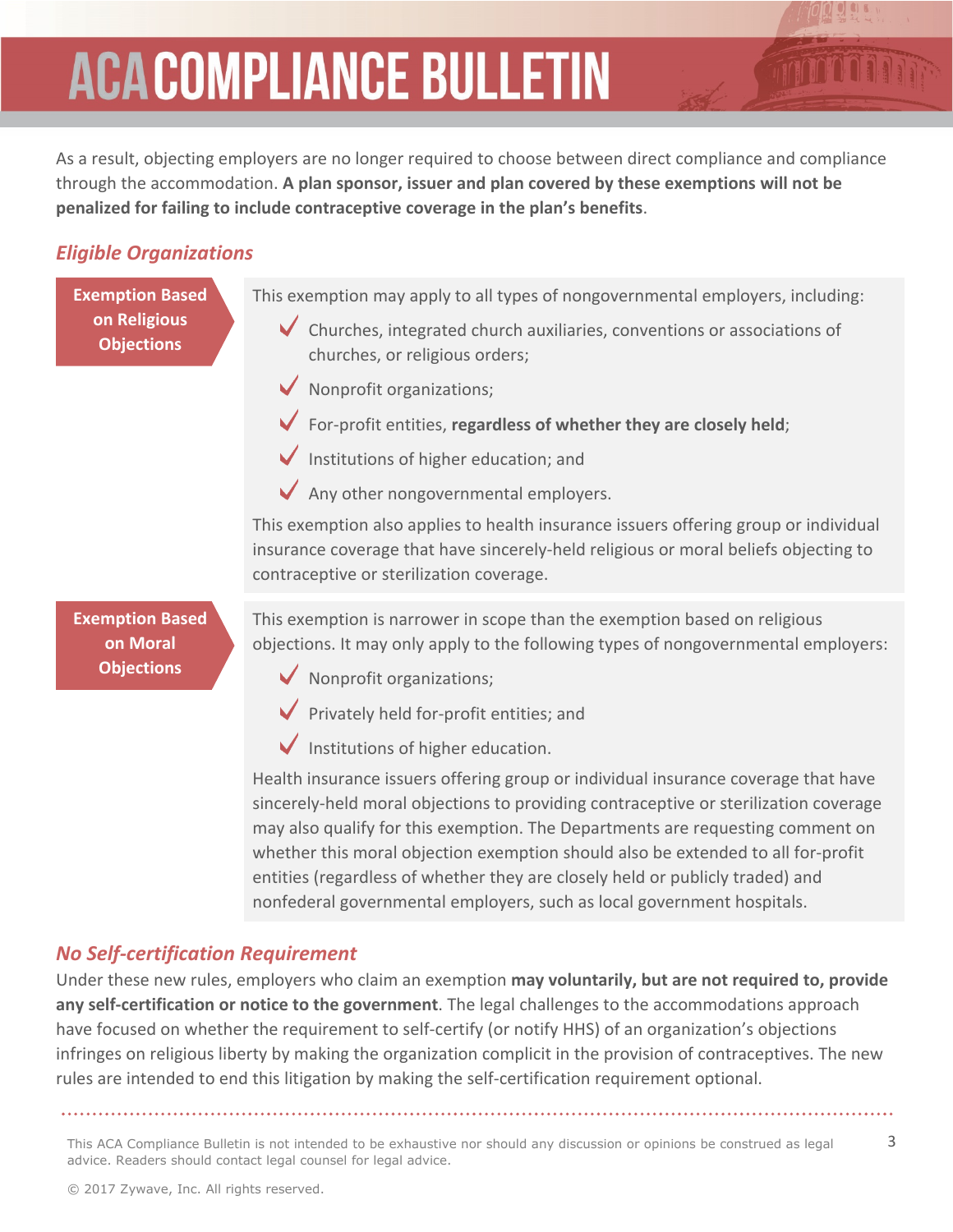As a result, objecting employers are no longer required to choose between direct compliance and compliance through the accommodation. **A plan sponsor, issuer and plan covered by these exemptions will not be penalized for failing to include contraceptive coverage in the plan's benefits**.

## *Eligible Organizations*

| | |
|---|---|
| **Exemption Based on Religious Objections** | This exemption may apply to all types of nongovernmental employers, including:<br>✓ Churches, integrated church auxiliaries, conventions or associations of churches, or religious orders;<br>✓ Nonprofit organizations;<br>✓ For-profit entities, **regardless of whether they are closely held**;<br>✓ Institutions of higher education; and<br>✓ Any other nongovernmental employers.<br>This exemption also applies to health insurance issuers offering group or individual insurance coverage that have sincerely-held religious or moral beliefs objecting to contraceptive or sterilization coverage. |
| **Exemption Based on Moral Objections** | This exemption is narrower in scope than the exemption based on religious objections. It may only apply to the following types of nongovernmental employers:<br>✓ Nonprofit organizations;<br>✓ Privately held for-profit entities; and<br>✓ Institutions of higher education.<br>Health insurance issuers offering group or individual insurance coverage that have sincerely-held moral objections to providing contraceptive or sterilization coverage may also qualify for this exemption. The Departments are requesting comment on whether this moral objection exemption should also be extended to all for-profit entities (regardless of whether they are closely held or publicly traded) and nonfederal governmental employers, such as local government hospitals. |

## *No Self-certification Requirement*

Under these new rules, employers who claim an exemption **may voluntarily, but are not required to, provide any self-certification or notice to the government**. The legal challenges to the accommodations approach have focused on whether the requirement to self-certify (or notify HHS) of an organization's objections infringes on religious liberty by making the organization complicit in the provision of contraceptives. The new rules are intended to end this litigation by making the self-certification requirement optional.

This ACA Compliance Bulletin is not intended to be exhaustive nor should any discussion or opinions be construed as legal advice. Readers should contact legal counsel for legal advice.

© 2017 Zywave, Inc. All rights reserved.